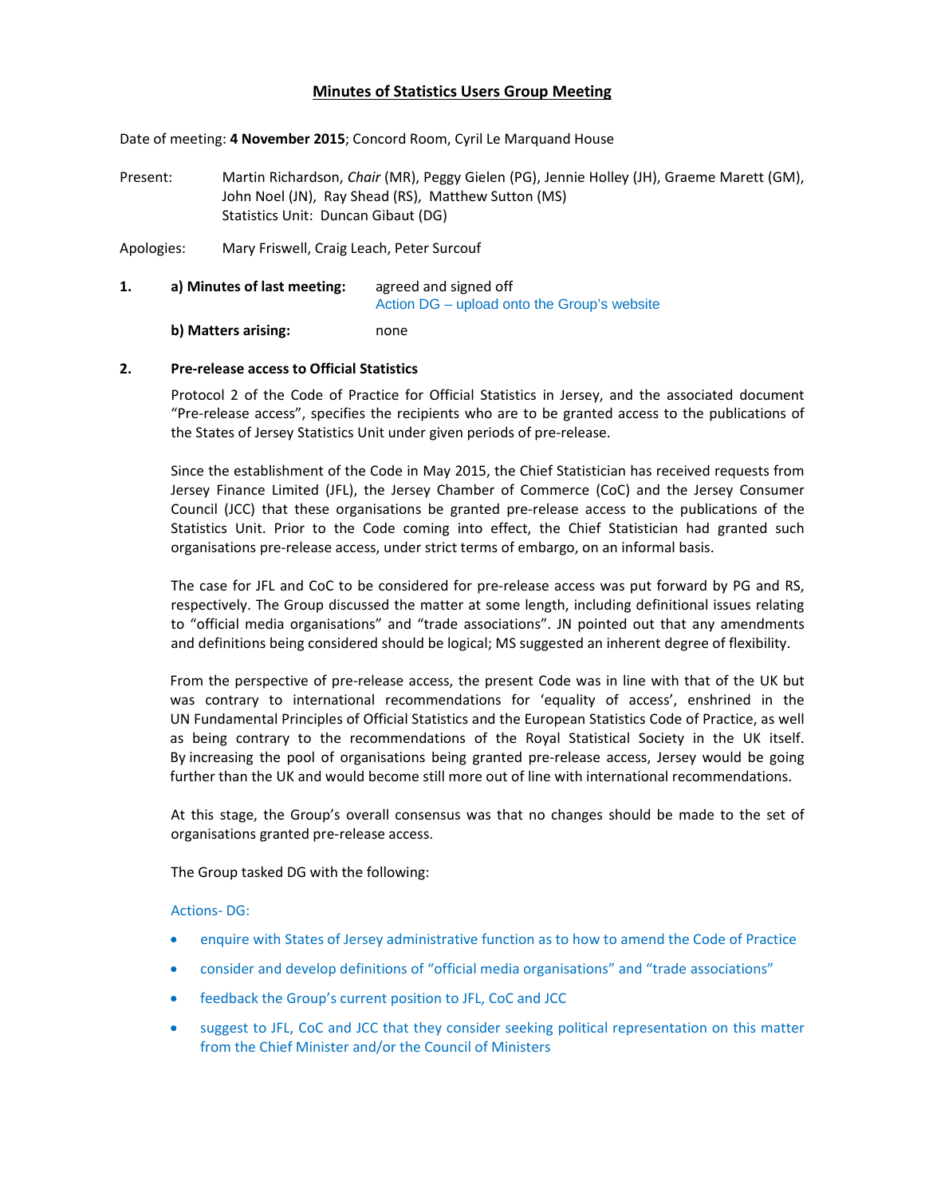# Minutes of Statistics Users Group Meeting

Date of meeting: **4 November 2015**; Concord Room, Cyril Le Marquand House

Present: Martin Richardson, *Chair* (MR), Peggy Gielen (PG), Jennie Holley (JH), Graeme Marett (GM), John Noel (JN), Ray Shead (RS), Matthew Sutton (MS)
Statistics Unit: Duncan Gibaut (DG)

Apologies: Mary Friswell, Craig Leach, Peter Surcouf

**1. a) Minutes of last meeting:** agreed and signed off
Action DG – upload onto the Group's website

**b) Matters arising:** none

**2. Pre-release access to Official Statistics**

Protocol 2 of the Code of Practice for Official Statistics in Jersey, and the associated document "Pre-release access", specifies the recipients who are to be granted access to the publications of the States of Jersey Statistics Unit under given periods of pre-release.

Since the establishment of the Code in May 2015, the Chief Statistician has received requests from Jersey Finance Limited (JFL), the Jersey Chamber of Commerce (CoC) and the Jersey Consumer Council (JCC) that these organisations be granted pre-release access to the publications of the Statistics Unit. Prior to the Code coming into effect, the Chief Statistician had granted such organisations pre-release access, under strict terms of embargo, on an informal basis.

The case for JFL and CoC to be considered for pre-release access was put forward by PG and RS, respectively. The Group discussed the matter at some length, including definitional issues relating to "official media organisations" and "trade associations". JN pointed out that any amendments and definitions being considered should be logical; MS suggested an inherent degree of flexibility.

From the perspective of pre-release access, the present Code was in line with that of the UK but was contrary to international recommendations for 'equality of access', enshrined in the UN Fundamental Principles of Official Statistics and the European Statistics Code of Practice, as well as being contrary to the recommendations of the Royal Statistical Society in the UK itself. By increasing the pool of organisations being granted pre-release access, Jersey would be going further than the UK and would become still more out of line with international recommendations.

At this stage, the Group's overall consensus was that no changes should be made to the set of organisations granted pre-release access.

The Group tasked DG with the following:

Actions- DG:

- enquire with States of Jersey administrative function as to how to amend the Code of Practice
- consider and develop definitions of "official media organisations" and "trade associations"
- feedback the Group's current position to JFL, CoC and JCC
- suggest to JFL, CoC and JCC that they consider seeking political representation on this matter from the Chief Minister and/or the Council of Ministers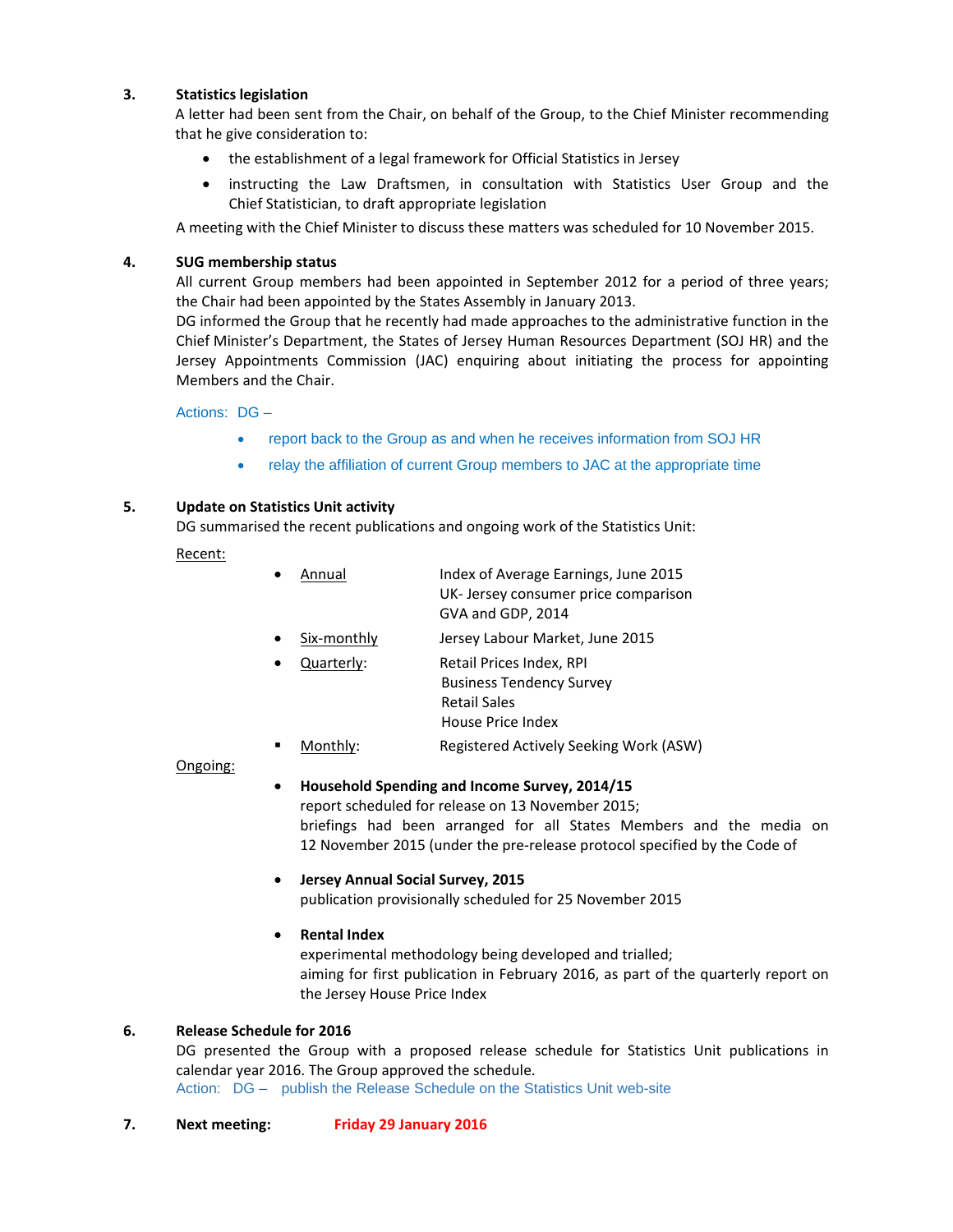### 3. Statistics legislation

A letter had been sent from the Chair, on behalf of the Group, to the Chief Minister recommending that he give consideration to:

- the establishment of a legal framework for Official Statistics in Jersey
- instructing the Law Draftsmen, in consultation with Statistics User Group and the Chief Statistician, to draft appropriate legislation

A meeting with the Chief Minister to discuss these matters was scheduled for 10 November 2015.

### 4. SUG membership status

All current Group members had been appointed in September 2012 for a period of three years; the Chair had been appointed by the States Assembly in January 2013.

DG informed the Group that he recently had made approaches to the administrative function in the Chief Minister's Department, the States of Jersey Human Resources Department (SOJ HR) and the Jersey Appointments Commission (JAC) enquiring about initiating the process for appointing Members and the Chair.

Actions: DG –

- report back to the Group as and when he receives information from SOJ HR
- relay the affiliation of current Group members to JAC at the appropriate time

### 5. Update on Statistics Unit activity

DG summarised the recent publications and ongoing work of the Statistics Unit:

Recent:

- Annual: Index of Average Earnings, June 2015; UK- Jersey consumer price comparison; GVA and GDP, 2014
- Six-monthly: Jersey Labour Market, June 2015
- Quarterly: Retail Prices Index, RPI; Business Tendency Survey; Retail Sales; House Price Index
- Monthly: Registered Actively Seeking Work (ASW)

Ongoing:

- **Household Spending and Income Survey, 2014/15**
  report scheduled for release on 13 November 2015;
  briefings had been arranged for all States Members and the media on 12 November 2015 (under the pre-release protocol specified by the Code of

- **Jersey Annual Social Survey, 2015**
  publication provisionally scheduled for 25 November 2015

- **Rental Index**
  experimental methodology being developed and trialled;
  aiming for first publication in February 2016, as part of the quarterly report on the Jersey House Price Index

### 6. Release Schedule for 2016

DG presented the Group with a proposed release schedule for Statistics Unit publications in calendar year 2016. The Group approved the schedule.

Action: DG – publish the Release Schedule on the Statistics Unit web-site

### 7. Next meeting: **Friday 29 January 2016**